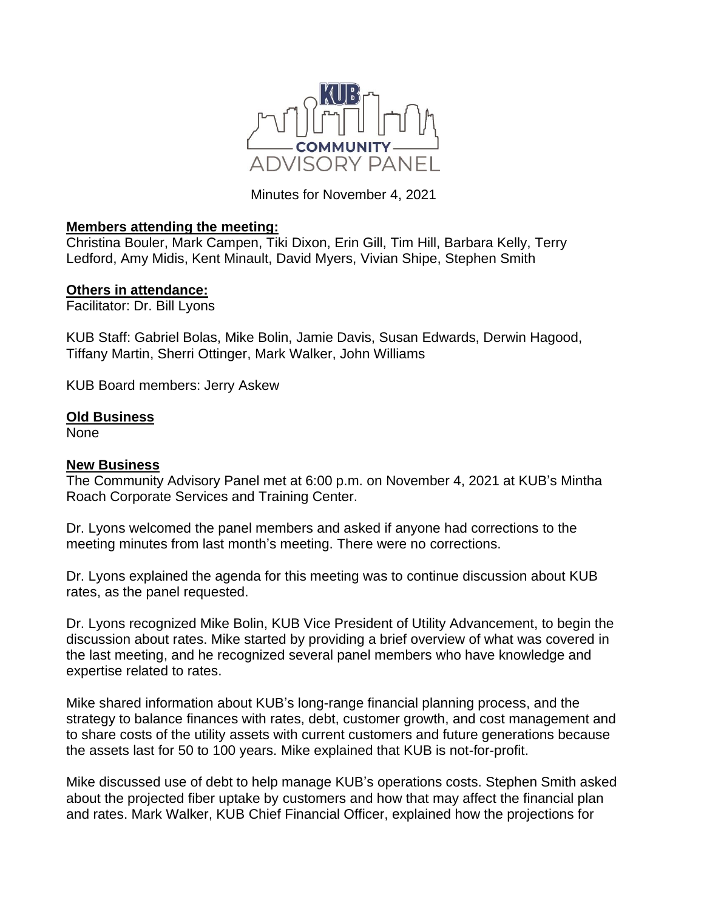KUB COMMUNITY ADVISORY PANEL

Minutes for November 4, 2021

**Members attending the meeting:**

Christina Bouler, Mark Campen, Tiki Dixon, Erin Gill, Tim Hill, Barbara Kelly, Terry Ledford, Amy Midis, Kent Minault, David Myers, Vivian Shipe, Stephen Smith

**Others in attendance:**

Facilitator: Dr. Bill Lyons

KUB Staff: Gabriel Bolas, Mike Bolin, Jamie Davis, Susan Edwards, Derwin Hagood, Tiffany Martin, Sherri Ottinger, Mark Walker, John Williams

KUB Board members: Jerry Askew

**Old Business**

None

**New Business**

The Community Advisory Panel met at 6:00 p.m. on November 4, 2021 at KUB's Mintha Roach Corporate Services and Training Center.

Dr. Lyons welcomed the panel members and asked if anyone had corrections to the meeting minutes from last month's meeting. There were no corrections.

Dr. Lyons explained the agenda for this meeting was to continue discussion about KUB rates, as the panel requested.

Dr. Lyons recognized Mike Bolin, KUB Vice President of Utility Advancement, to begin the discussion about rates. Mike started by providing a brief overview of what was covered in the last meeting, and he recognized several panel members who have knowledge and expertise related to rates.

Mike shared information about KUB's long-range financial planning process, and the strategy to balance finances with rates, debt, customer growth, and cost management and to share costs of the utility assets with current customers and future generations because the assets last for 50 to 100 years. Mike explained that KUB is not-for-profit.

Mike discussed use of debt to help manage KUB's operations costs. Stephen Smith asked about the projected fiber uptake by customers and how that may affect the financial plan and rates. Mark Walker, KUB Chief Financial Officer, explained how the projections for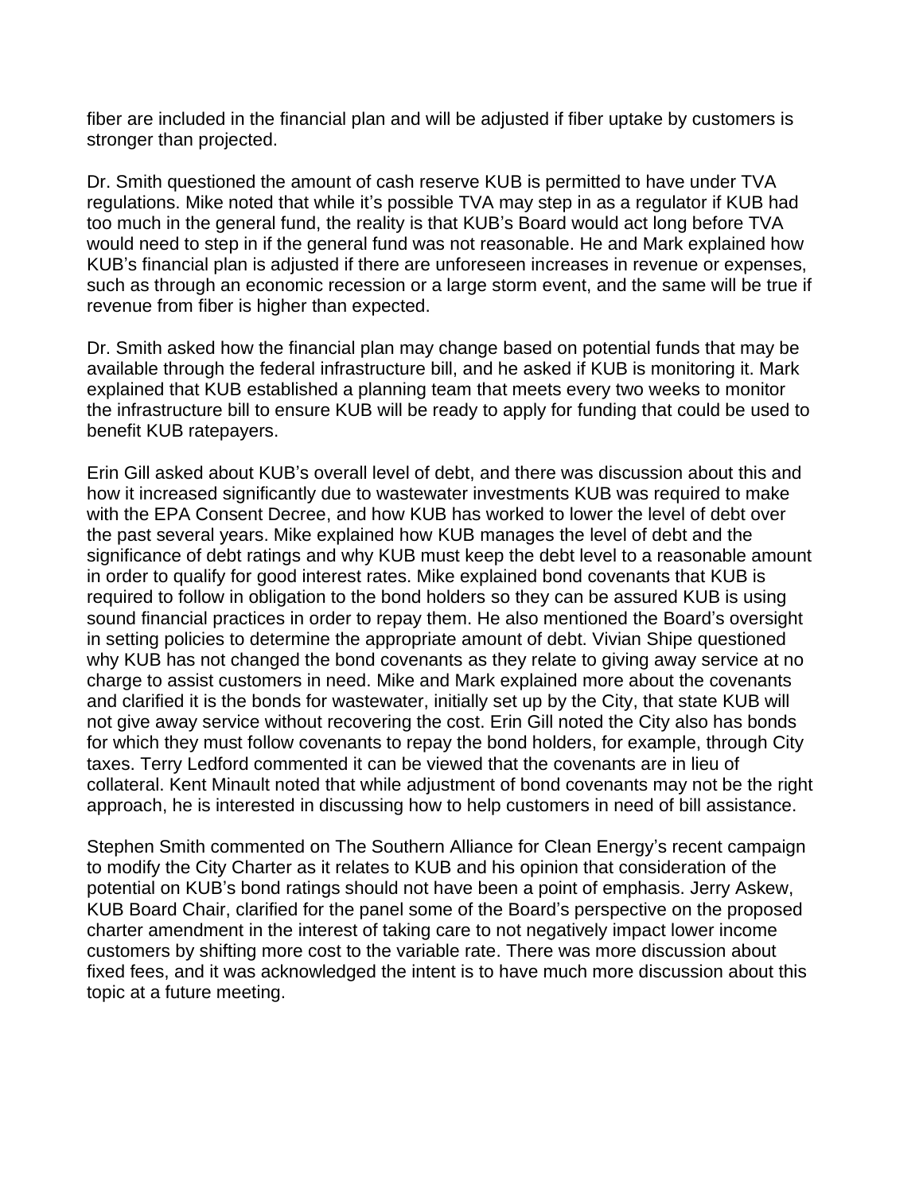fiber are included in the financial plan and will be adjusted if fiber uptake by customers is stronger than projected.

Dr. Smith questioned the amount of cash reserve KUB is permitted to have under TVA regulations. Mike noted that while it's possible TVA may step in as a regulator if KUB had too much in the general fund, the reality is that KUB's Board would act long before TVA would need to step in if the general fund was not reasonable. He and Mark explained how KUB's financial plan is adjusted if there are unforeseen increases in revenue or expenses, such as through an economic recession or a large storm event, and the same will be true if revenue from fiber is higher than expected.

Dr. Smith asked how the financial plan may change based on potential funds that may be available through the federal infrastructure bill, and he asked if KUB is monitoring it. Mark explained that KUB established a planning team that meets every two weeks to monitor the infrastructure bill to ensure KUB will be ready to apply for funding that could be used to benefit KUB ratepayers.

Erin Gill asked about KUB's overall level of debt, and there was discussion about this and how it increased significantly due to wastewater investments KUB was required to make with the EPA Consent Decree, and how KUB has worked to lower the level of debt over the past several years. Mike explained how KUB manages the level of debt and the significance of debt ratings and why KUB must keep the debt level to a reasonable amount in order to qualify for good interest rates. Mike explained bond covenants that KUB is required to follow in obligation to the bond holders so they can be assured KUB is using sound financial practices in order to repay them. He also mentioned the Board's oversight in setting policies to determine the appropriate amount of debt. Vivian Shipe questioned why KUB has not changed the bond covenants as they relate to giving away service at no charge to assist customers in need. Mike and Mark explained more about the covenants and clarified it is the bonds for wastewater, initially set up by the City, that state KUB will not give away service without recovering the cost. Erin Gill noted the City also has bonds for which they must follow covenants to repay the bond holders, for example, through City taxes. Terry Ledford commented it can be viewed that the covenants are in lieu of collateral. Kent Minault noted that while adjustment of bond covenants may not be the right approach, he is interested in discussing how to help customers in need of bill assistance.

Stephen Smith commented on The Southern Alliance for Clean Energy's recent campaign to modify the City Charter as it relates to KUB and his opinion that consideration of the potential on KUB's bond ratings should not have been a point of emphasis. Jerry Askew, KUB Board Chair, clarified for the panel some of the Board's perspective on the proposed charter amendment in the interest of taking care to not negatively impact lower income customers by shifting more cost to the variable rate. There was more discussion about fixed fees, and it was acknowledged the intent is to have much more discussion about this topic at a future meeting.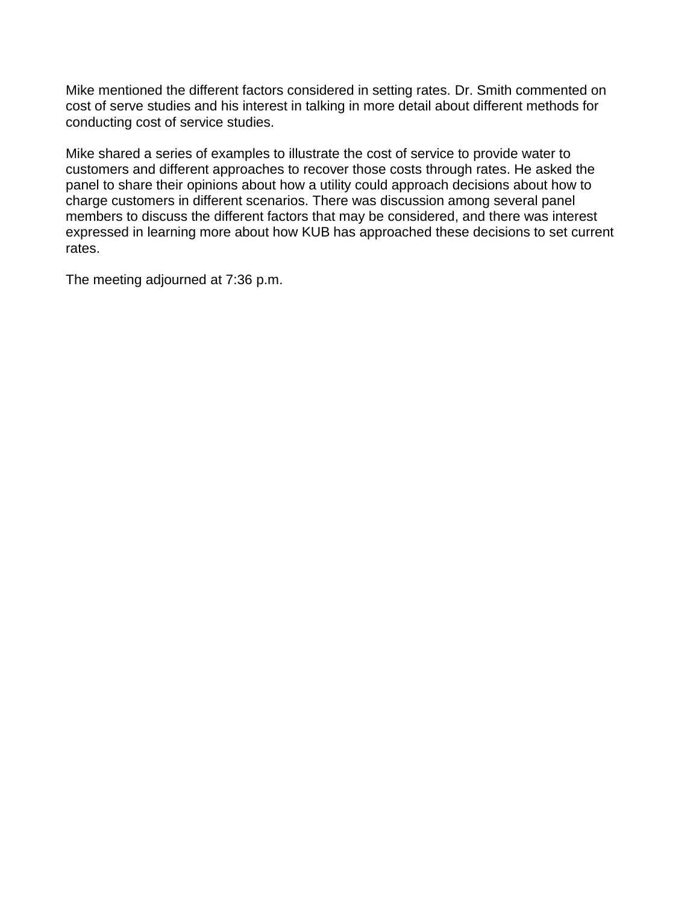Mike mentioned the different factors considered in setting rates. Dr. Smith commented on cost of serve studies and his interest in talking in more detail about different methods for conducting cost of service studies.

Mike shared a series of examples to illustrate the cost of service to provide water to customers and different approaches to recover those costs through rates. He asked the panel to share their opinions about how a utility could approach decisions about how to charge customers in different scenarios. There was discussion among several panel members to discuss the different factors that may be considered, and there was interest expressed in learning more about how KUB has approached these decisions to set current rates.

The meeting adjourned at 7:36 p.m.